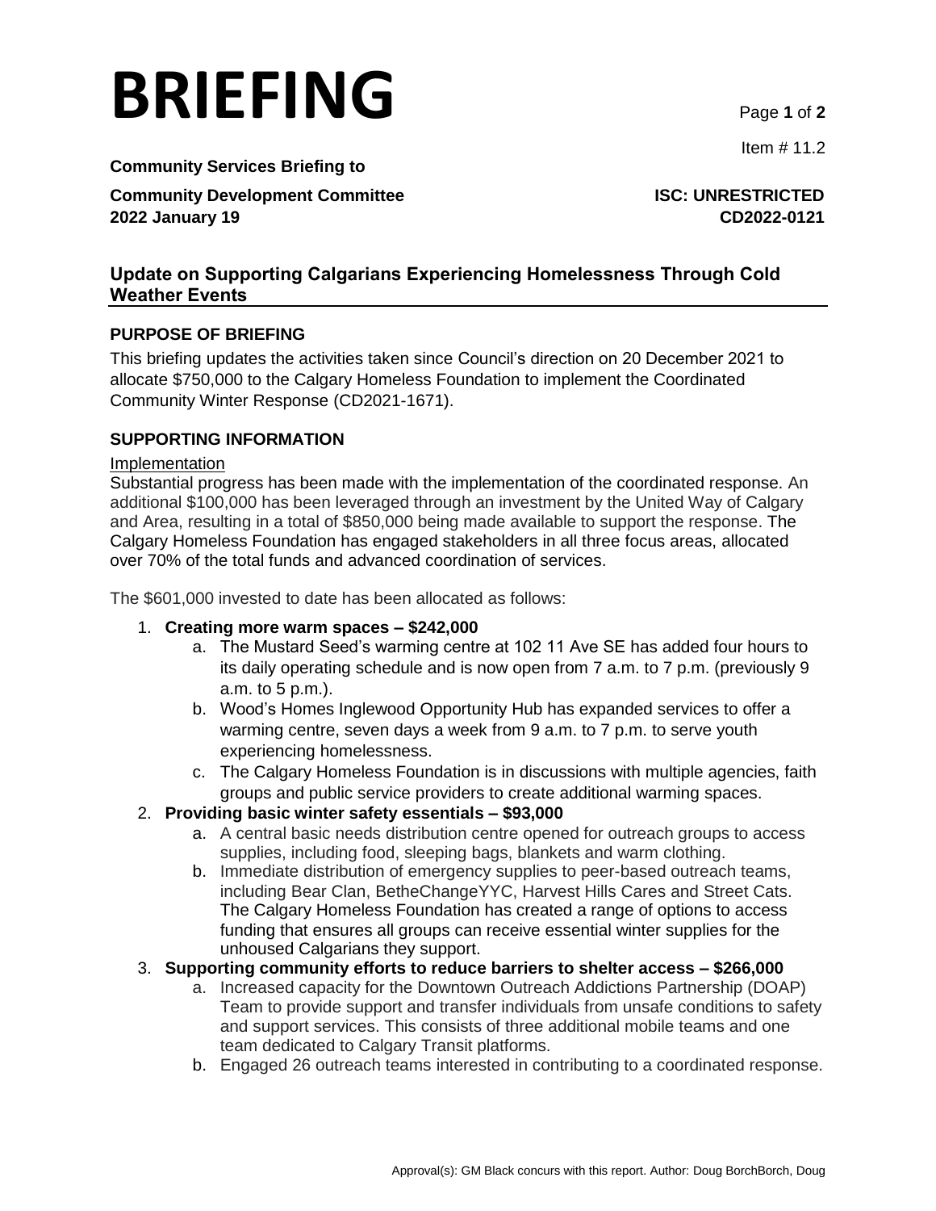# BRIEFING

Item # 11.2

**Community Services Briefing to**

**Community Development Committee** **ISC: UNRESTRICTED**
**2022 January 19** **CD2022-0121**

## Update on Supporting Calgarians Experiencing Homelessness Through Cold Weather Events

### PURPOSE OF BRIEFING

This briefing updates the activities taken since Council's direction on 20 December 2021 to allocate $750,000 to the Calgary Homeless Foundation to implement the Coordinated Community Winter Response (CD2021-1671).

### SUPPORTING INFORMATION

Implementation

Substantial progress has been made with the implementation of the coordinated response. An additional $100,000 has been leveraged through an investment by the United Way of Calgary and Area, resulting in a total of $850,000 being made available to support the response. The Calgary Homeless Foundation has engaged stakeholders in all three focus areas, allocated over 70% of the total funds and advanced coordination of services.

The $601,000 invested to date has been allocated as follows:

1. **Creating more warm spaces – $242,000**
   a. The Mustard Seed's warming centre at 102 11 Ave SE has added four hours to its daily operating schedule and is now open from 7 a.m. to 7 p.m. (previously 9 a.m. to 5 p.m.).
   b. Wood's Homes Inglewood Opportunity Hub has expanded services to offer a warming centre, seven days a week from 9 a.m. to 7 p.m. to serve youth experiencing homelessness.
   c. The Calgary Homeless Foundation is in discussions with multiple agencies, faith groups and public service providers to create additional warming spaces.
2. **Providing basic winter safety essentials – $93,000**
   a. A central basic needs distribution centre opened for outreach groups to access supplies, including food, sleeping bags, blankets and warm clothing.
   b. Immediate distribution of emergency supplies to peer-based outreach teams, including Bear Clan, BetheChangeYYC, Harvest Hills Cares and Street Cats. The Calgary Homeless Foundation has created a range of options to access funding that ensures all groups can receive essential winter supplies for the unhoused Calgarians they support.
3. **Supporting community efforts to reduce barriers to shelter access – $266,000**
   a. Increased capacity for the Downtown Outreach Addictions Partnership (DOAP) Team to provide support and transfer individuals from unsafe conditions to safety and support services. This consists of three additional mobile teams and one team dedicated to Calgary Transit platforms.
   b. Engaged 26 outreach teams interested in contributing to a coordinated response.

Approval(s): GM Black concurs with this report. Author: Doug BorchBorch, Doug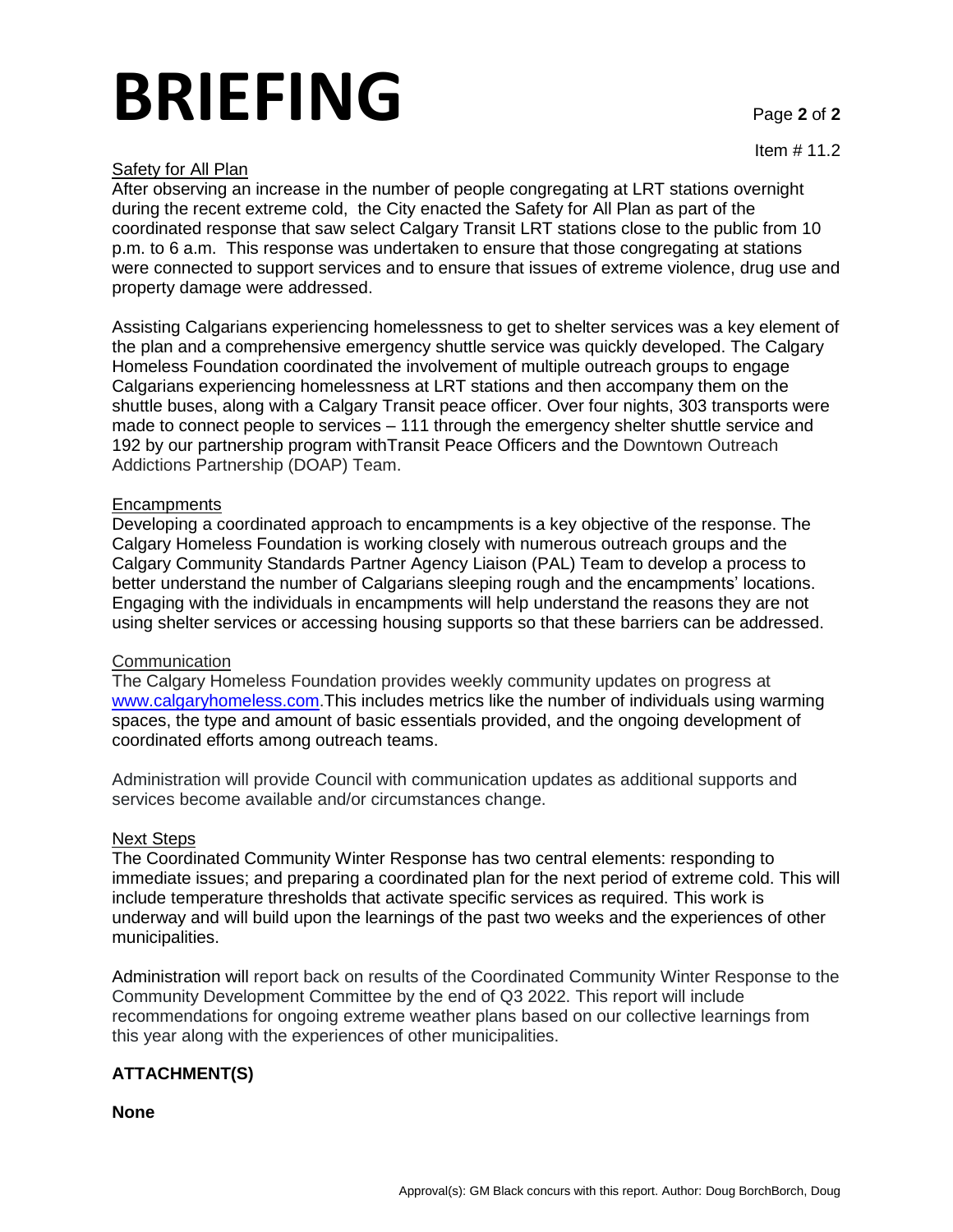Item # 11.2

### Safety for All Plan

After observing an increase in the number of people congregating at LRT stations overnight during the recent extreme cold, the City enacted the Safety for All Plan as part of the coordinated response that saw select Calgary Transit LRT stations close to the public from 10 p.m. to 6 a.m. This response was undertaken to ensure that those congregating at stations were connected to support services and to ensure that issues of extreme violence, drug use and property damage were addressed.

Assisting Calgarians experiencing homelessness to get to shelter services was a key element of the plan and a comprehensive emergency shuttle service was quickly developed. The Calgary Homeless Foundation coordinated the involvement of multiple outreach groups to engage Calgarians experiencing homelessness at LRT stations and then accompany them on the shuttle buses, along with a Calgary Transit peace officer. Over four nights, 303 transports were made to connect people to services – 111 through the emergency shelter shuttle service and 192 by our partnership program withTransit Peace Officers and the Downtown Outreach Addictions Partnership (DOAP) Team.

### Encampments

Developing a coordinated approach to encampments is a key objective of the response. The Calgary Homeless Foundation is working closely with numerous outreach groups and the Calgary Community Standards Partner Agency Liaison (PAL) Team to develop a process to better understand the number of Calgarians sleeping rough and the encampments' locations. Engaging with the individuals in encampments will help understand the reasons they are not using shelter services or accessing housing supports so that these barriers can be addressed.

### Communication

The Calgary Homeless Foundation provides weekly community updates on progress at www.calgaryhomeless.com.This includes metrics like the number of individuals using warming spaces, the type and amount of basic essentials provided, and the ongoing development of coordinated efforts among outreach teams.

Administration will provide Council with communication updates as additional supports and services become available and/or circumstances change.

### Next Steps

The Coordinated Community Winter Response has two central elements: responding to immediate issues; and preparing a coordinated plan for the next period of extreme cold. This will include temperature thresholds that activate specific services as required. This work is underway and will build upon the learnings of the past two weeks and the experiences of other municipalities.

Administration will report back on results of the Coordinated Community Winter Response to the Community Development Committee by the end of Q3 2022. This report will include recommendations for ongoing extreme weather plans based on our collective learnings from this year along with the experiences of other municipalities.

**ATTACHMENT(S)**

**None**

Approval(s): GM Black concurs with this report. Author: Doug BorchBorch, Doug